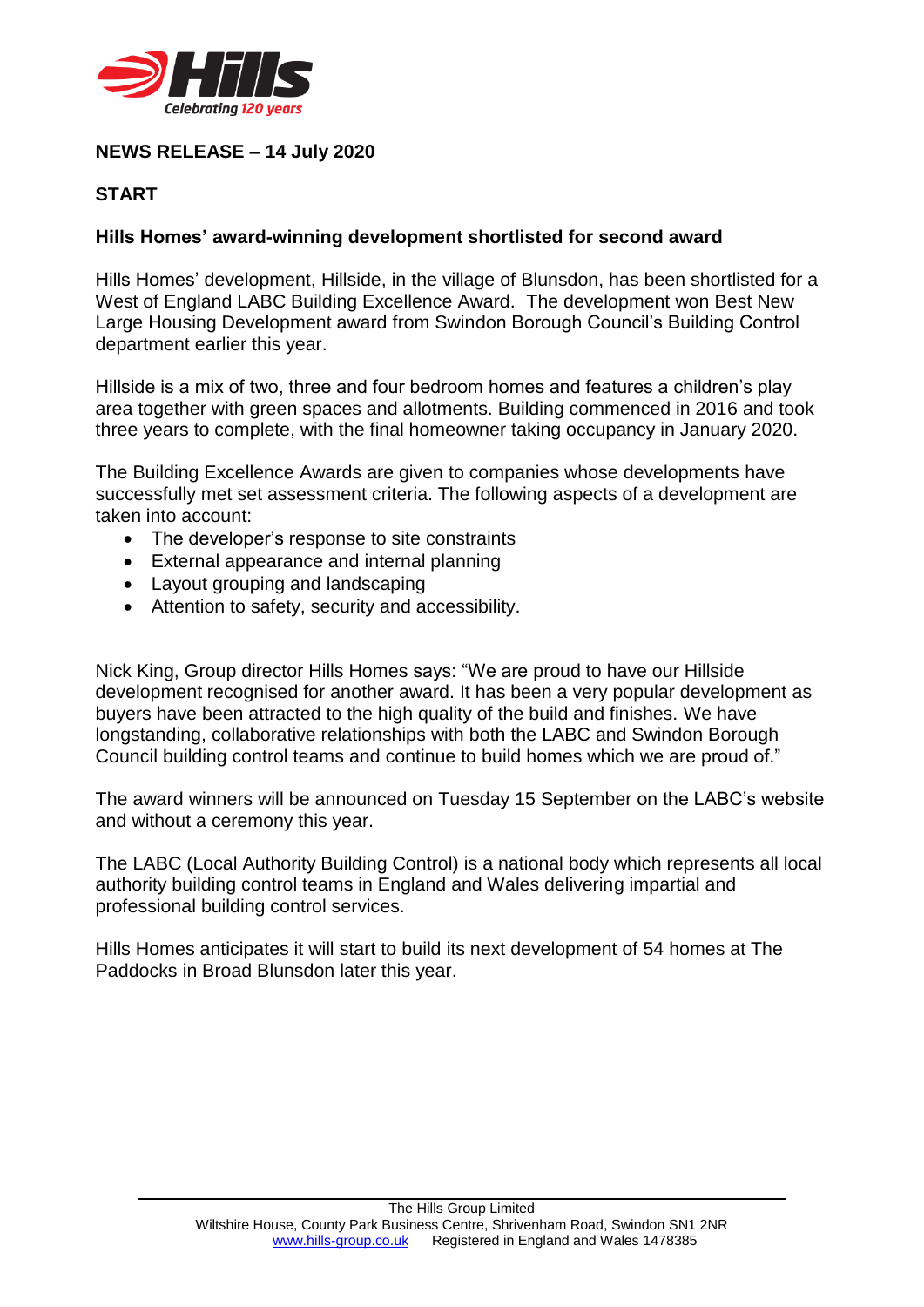**NEWS RELEASE – 14 July 2020**

**START**

**Hills Homes' award-winning development shortlisted for second award**

Hills Homes' development, Hillside, in the village of Blunsdon, has been shortlisted for a West of England LABC Building Excellence Award. The development won Best New Large Housing Development award from Swindon Borough Council's Building Control department earlier this year.

Hillside is a mix of two, three and four bedroom homes and features a children's play area together with green spaces and allotments. Building commenced in 2016 and took three years to complete, with the final homeowner taking occupancy in January 2020.

The Building Excellence Awards are given to companies whose developments have successfully met set assessment criteria. The following aspects of a development are taken into account:

- The developer's response to site constraints
- External appearance and internal planning
- Layout grouping and landscaping
- Attention to safety, security and accessibility.

Nick King, Group director Hills Homes says: "We are proud to have our Hillside development recognised for another award. It has been a very popular development as buyers have been attracted to the high quality of the build and finishes. We have longstanding, collaborative relationships with both the LABC and Swindon Borough Council building control teams and continue to build homes which we are proud of."

The award winners will be announced on Tuesday 15 September on the LABC's website and without a ceremony this year.

The LABC (Local Authority Building Control) is a national body which represents all local authority building control teams in England and Wales delivering impartial and professional building control services.

Hills Homes anticipates it will start to build its next development of 54 homes at The Paddocks in Broad Blunsdon later this year.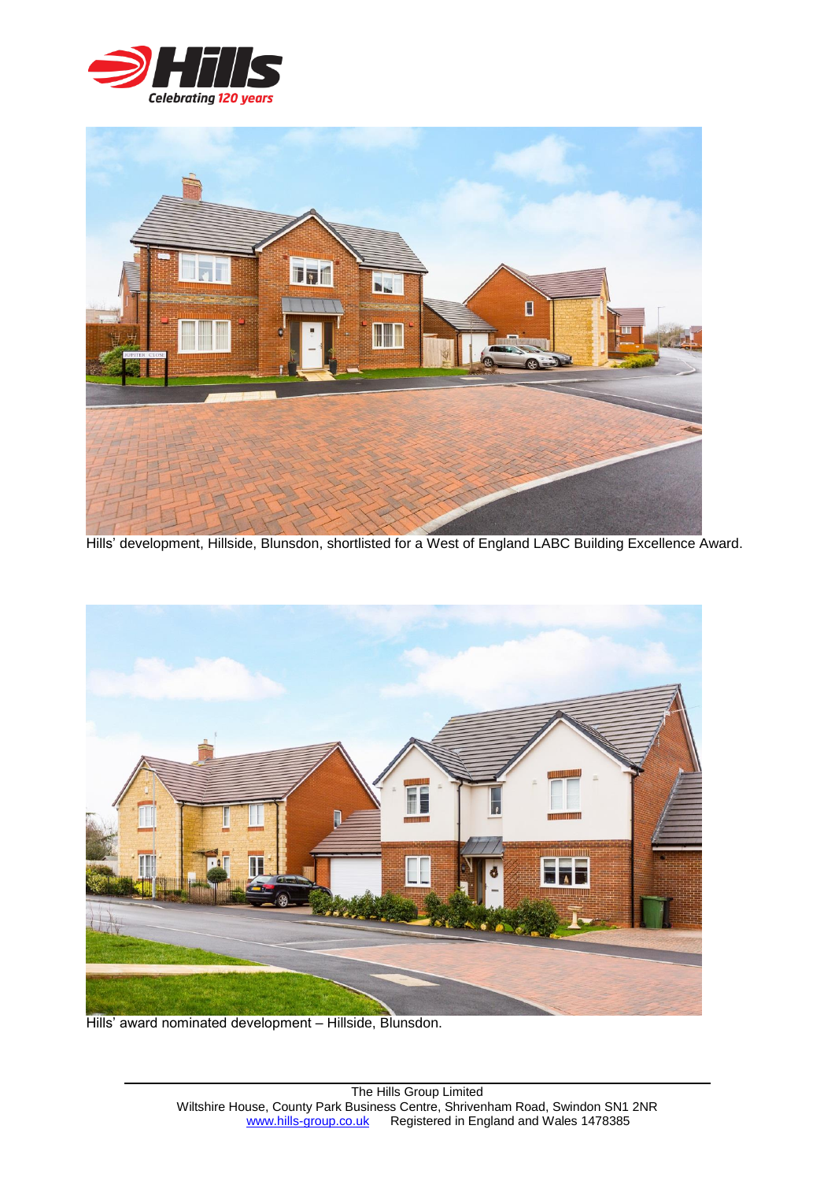Hills' development, Hillside, Blunsdon, shortlisted for a West of England LABC Building Excellence Award.

Hills' award nominated development – Hillside, Blunsdon.

The Hills Group Limited
Wiltshire House, County Park Business Centre, Shrivenham Road, Swindon SN1 2NR
www.hills-group.co.uk Registered in England and Wales 1478385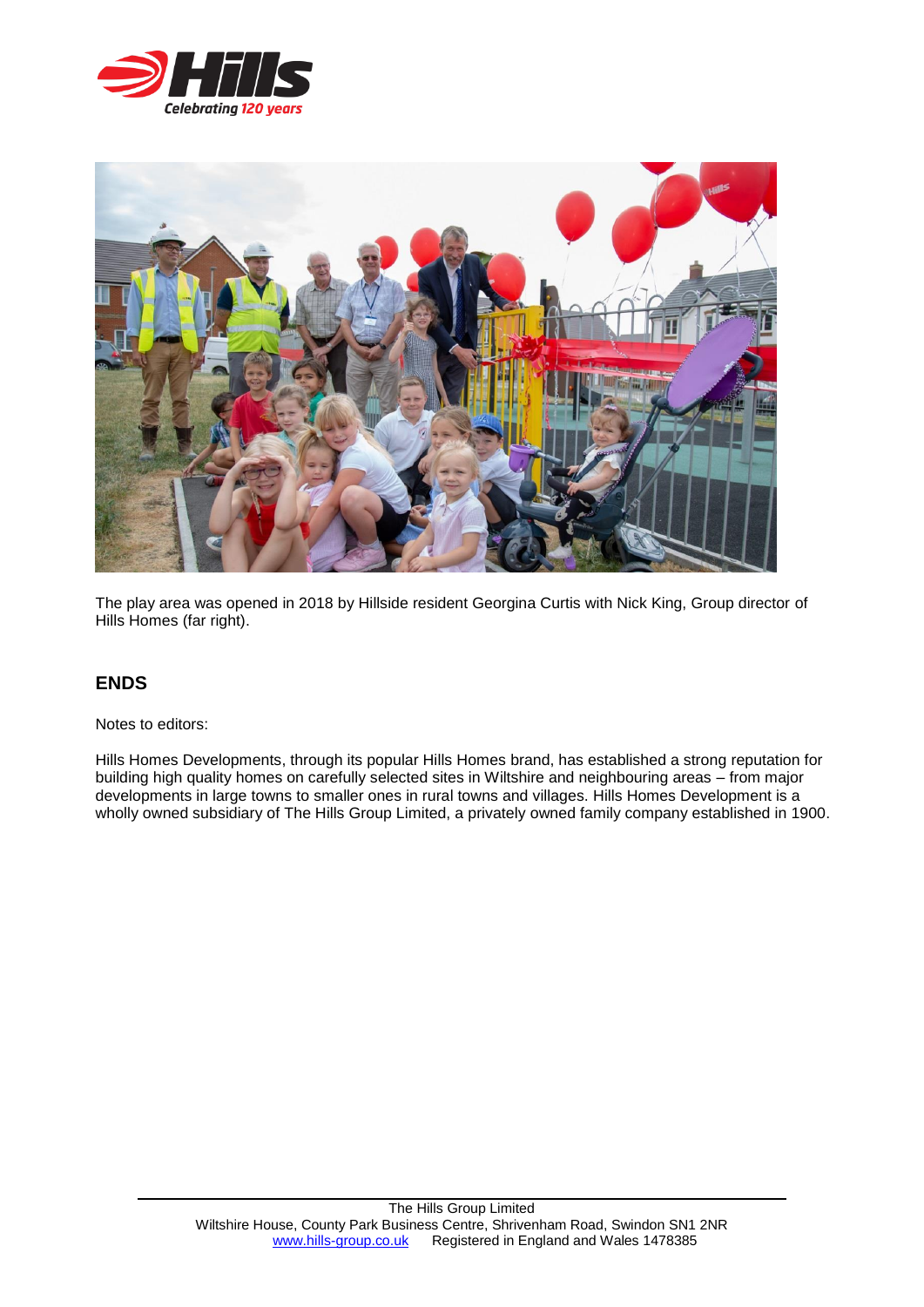The play area was opened in 2018 by Hillside resident Georgina Curtis with Nick King, Group director of Hills Homes (far right).

## ENDS

Notes to editors:

Hills Homes Developments, through its popular Hills Homes brand, has established a strong reputation for building high quality homes on carefully selected sites in Wiltshire and neighbouring areas – from major developments in large towns to smaller ones in rural towns and villages. Hills Homes Development is a wholly owned subsidiary of The Hills Group Limited, a privately owned family company established in 1900.